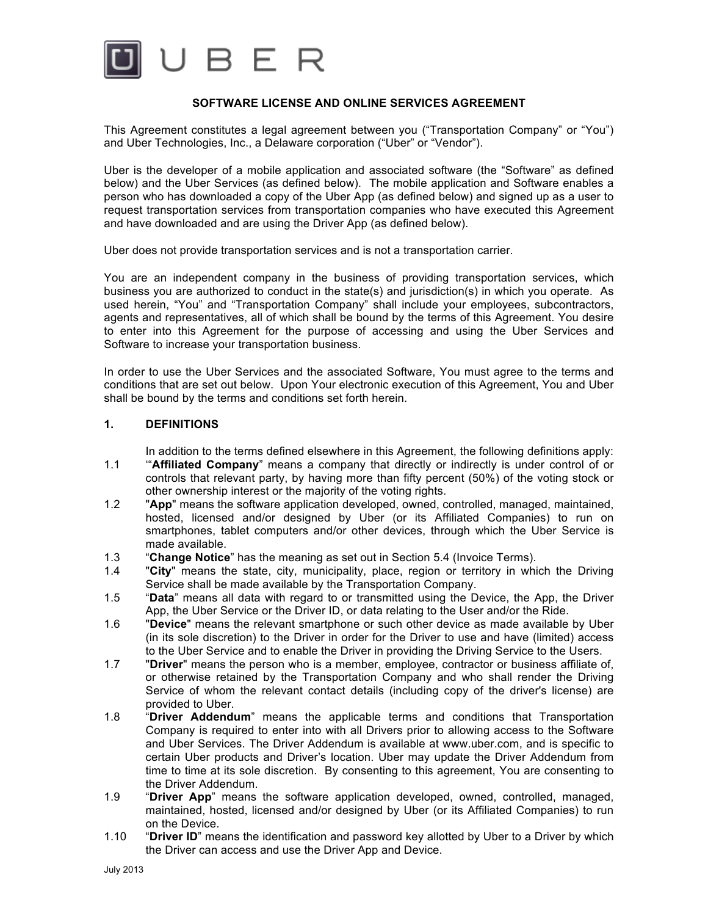UBER

# SOFTWARE LICENSE AND ONLINE SERVICES AGREEMENT

This Agreement constitutes a legal agreement between you ("Transportation Company" or "You") and Uber Technologies, Inc., a Delaware corporation ("Uber" or "Vendor").

Uber is the developer of a mobile application and associated software (the "Software" as defined below) and the Uber Services (as defined below). The mobile application and Software enables a person who has downloaded a copy of the Uber App (as defined below) and signed up as a user to request transportation services from transportation companies who have executed this Agreement and have downloaded and are using the Driver App (as defined below).

Uber does not provide transportation services and is not a transportation carrier.

You are an independent company in the business of providing transportation services, which business you are authorized to conduct in the state(s) and jurisdiction(s) in which you operate. As used herein, "You" and "Transportation Company" shall include your employees, subcontractors, agents and representatives, all of which shall be bound by the terms of this Agreement. You desire to enter into this Agreement for the purpose of accessing and using the Uber Services and Software to increase your transportation business.

In order to use the Uber Services and the associated Software, You must agree to the terms and conditions that are set out below. Upon Your electronic execution of this Agreement, You and Uber shall be bound by the terms and conditions set forth herein.

## 1. DEFINITIONS

In addition to the terms defined elsewhere in this Agreement, the following definitions apply:

1.1 '"**Affiliated Company**" means a company that directly or indirectly is under control of or controls that relevant party, by having more than fifty percent (50%) of the voting stock or other ownership interest or the majority of the voting rights.

1.2 "**App**" means the software application developed, owned, controlled, managed, maintained, hosted, licensed and/or designed by Uber (or its Affiliated Companies) to run on smartphones, tablet computers and/or other devices, through which the Uber Service is made available.

1.3 "**Change Notice**" has the meaning as set out in Section 5.4 (Invoice Terms).

1.4 "**City**" means the state, city, municipality, place, region or territory in which the Driving Service shall be made available by the Transportation Company.

1.5 "**Data**" means all data with regard to or transmitted using the Device, the App, the Driver App, the Uber Service or the Driver ID, or data relating to the User and/or the Ride.

1.6 "**Device**" means the relevant smartphone or such other device as made available by Uber (in its sole discretion) to the Driver in order for the Driver to use and have (limited) access to the Uber Service and to enable the Driver in providing the Driving Service to the Users.

1.7 "**Driver**" means the person who is a member, employee, contractor or business affiliate of, or otherwise retained by the Transportation Company and who shall render the Driving Service of whom the relevant contact details (including copy of the driver's license) are provided to Uber.

1.8 "**Driver Addendum**" means the applicable terms and conditions that Transportation Company is required to enter into with all Drivers prior to allowing access to the Software and Uber Services. The Driver Addendum is available at www.uber.com, and is specific to certain Uber products and Driver's location. Uber may update the Driver Addendum from time to time at its sole discretion. By consenting to this agreement, You are consenting to the Driver Addendum.

1.9 "**Driver App**" means the software application developed, owned, controlled, managed, maintained, hosted, licensed and/or designed by Uber (or its Affiliated Companies) to run on the Device.

1.10 "**Driver ID**" means the identification and password key allotted by Uber to a Driver by which the Driver can access and use the Driver App and Device.

July 2013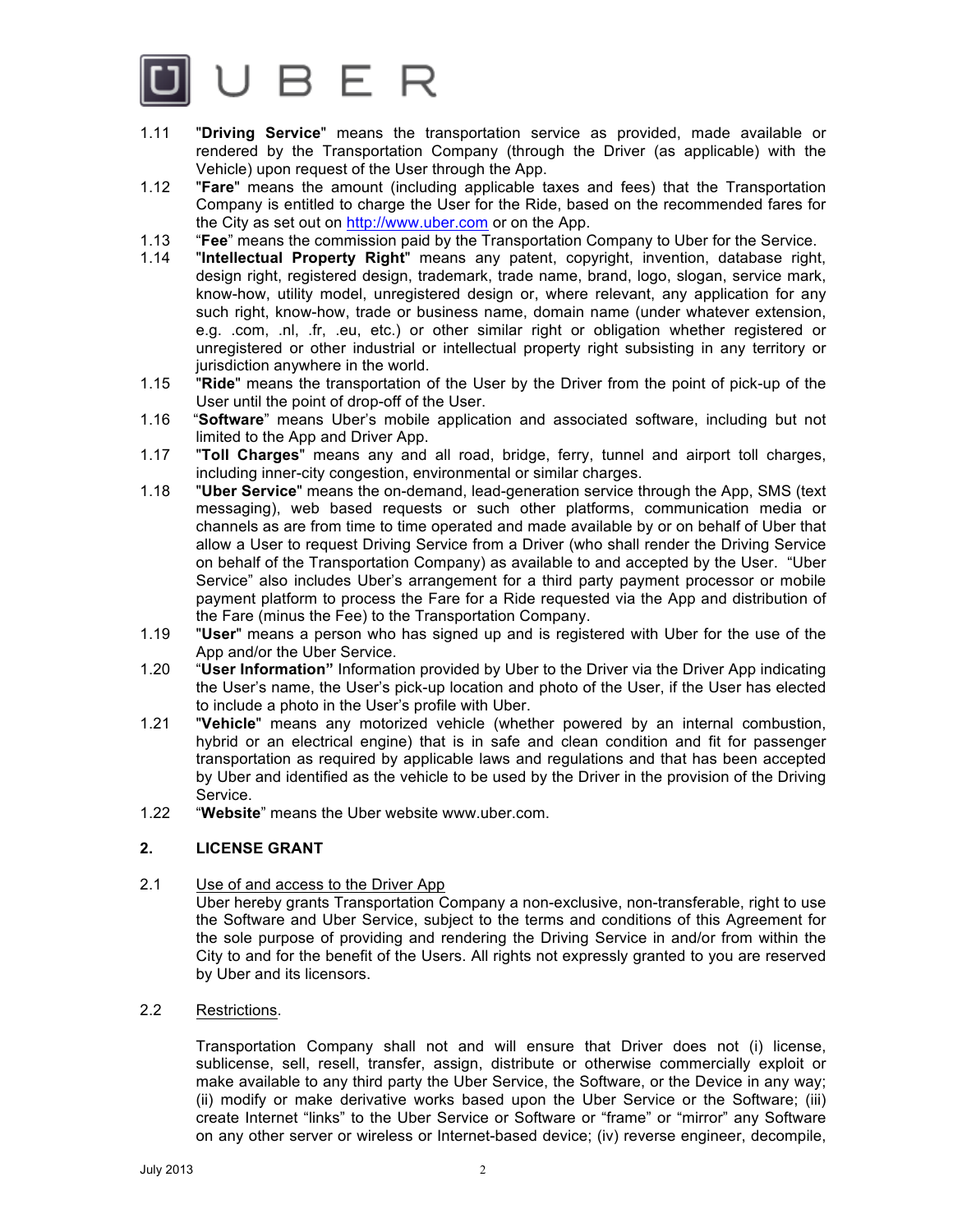1.11 "**Driving Service**" means the transportation service as provided, made available or rendered by the Transportation Company (through the Driver (as applicable) with the Vehicle) upon request of the User through the App.

1.12 "**Fare**" means the amount (including applicable taxes and fees) that the Transportation Company is entitled to charge the User for the Ride, based on the recommended fares for the City as set out on http://www.uber.com or on the App.

1.13 "**Fee**" means the commission paid by the Transportation Company to Uber for the Service.

1.14 "**Intellectual Property Right**" means any patent, copyright, invention, database right, design right, registered design, trademark, trade name, brand, logo, slogan, service mark, know-how, utility model, unregistered design or, where relevant, any application for any such right, know-how, trade or business name, domain name (under whatever extension, e.g. .com, .nl, .fr, .eu, etc.) or other similar right or obligation whether registered or unregistered or other industrial or intellectual property right subsisting in any territory or jurisdiction anywhere in the world.

1.15 "**Ride**" means the transportation of the User by the Driver from the point of pick-up of the User until the point of drop-off of the User.

1.16 "**Software**" means Uber's mobile application and associated software, including but not limited to the App and Driver App.

1.17 "**Toll Charges**" means any and all road, bridge, ferry, tunnel and airport toll charges, including inner-city congestion, environmental or similar charges.

1.18 "**Uber Service**" means the on-demand, lead-generation service through the App, SMS (text messaging), web based requests or such other platforms, communication media or channels as are from time to time operated and made available by or on behalf of Uber that allow a User to request Driving Service from a Driver (who shall render the Driving Service on behalf of the Transportation Company) as available to and accepted by the User. "Uber Service" also includes Uber's arrangement for a third party payment processor or mobile payment platform to process the Fare for a Ride requested via the App and distribution of the Fare (minus the Fee) to the Transportation Company.

1.19 "**User**" means a person who has signed up and is registered with Uber for the use of the App and/or the Uber Service.

1.20 "**User Information"** Information provided by Uber to the Driver via the Driver App indicating the User's name, the User's pick-up location and photo of the User, if the User has elected to include a photo in the User's profile with Uber.

1.21 "**Vehicle**" means any motorized vehicle (whether powered by an internal combustion, hybrid or an electrical engine) that is in safe and clean condition and fit for passenger transportation as required by applicable laws and regulations and that has been accepted by Uber and identified as the vehicle to be used by the Driver in the provision of the Driving Service.

1.22 "**Website**" means the Uber website www.uber.com.

## 2. LICENSE GRANT

2.1 Use of and access to the Driver App

Uber hereby grants Transportation Company a non-exclusive, non-transferable, right to use the Software and Uber Service, subject to the terms and conditions of this Agreement for the sole purpose of providing and rendering the Driving Service in and/or from within the City to and for the benefit of the Users. All rights not expressly granted to you are reserved by Uber and its licensors.

2.2 Restrictions.

Transportation Company shall not and will ensure that Driver does not (i) license, sublicense, sell, resell, transfer, assign, distribute or otherwise commercially exploit or make available to any third party the Uber Service, the Software, or the Device in any way; (ii) modify or make derivative works based upon the Uber Service or the Software; (iii) create Internet "links" to the Uber Service or Software or "frame" or "mirror" any Software on any other server or wireless or Internet-based device; (iv) reverse engineer, decompile,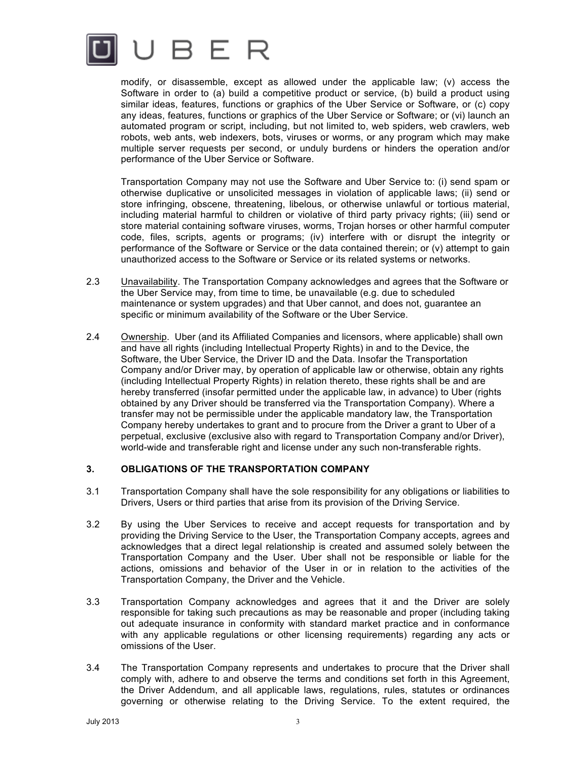modify, or disassemble, except as allowed under the applicable law; (v) access the Software in order to (a) build a competitive product or service, (b) build a product using similar ideas, features, functions or graphics of the Uber Service or Software, or (c) copy any ideas, features, functions or graphics of the Uber Service or Software; or (vi) launch an automated program or script, including, but not limited to, web spiders, web crawlers, web robots, web ants, web indexers, bots, viruses or worms, or any program which may make multiple server requests per second, or unduly burdens or hinders the operation and/or performance of the Uber Service or Software.

Transportation Company may not use the Software and Uber Service to: (i) send spam or otherwise duplicative or unsolicited messages in violation of applicable laws; (ii) send or store infringing, obscene, threatening, libelous, or otherwise unlawful or tortious material, including material harmful to children or violative of third party privacy rights; (iii) send or store material containing software viruses, worms, Trojan horses or other harmful computer code, files, scripts, agents or programs; (iv) interfere with or disrupt the integrity or performance of the Software or Service or the data contained therein; or (v) attempt to gain unauthorized access to the Software or Service or its related systems or networks.

2.3 Unavailability. The Transportation Company acknowledges and agrees that the Software or the Uber Service may, from time to time, be unavailable (e.g. due to scheduled maintenance or system upgrades) and that Uber cannot, and does not, guarantee an specific or minimum availability of the Software or the Uber Service.

2.4 Ownership. Uber (and its Affiliated Companies and licensors, where applicable) shall own and have all rights (including Intellectual Property Rights) in and to the Device, the Software, the Uber Service, the Driver ID and the Data. Insofar the Transportation Company and/or Driver may, by operation of applicable law or otherwise, obtain any rights (including Intellectual Property Rights) in relation thereto, these rights shall be and are hereby transferred (insofar permitted under the applicable law, in advance) to Uber (rights obtained by any Driver should be transferred via the Transportation Company). Where a transfer may not be permissible under the applicable mandatory law, the Transportation Company hereby undertakes to grant and to procure from the Driver a grant to Uber of a perpetual, exclusive (exclusive also with regard to Transportation Company and/or Driver), world-wide and transferable right and license under any such non-transferable rights.

## 3. OBLIGATIONS OF THE TRANSPORTATION COMPANY

3.1 Transportation Company shall have the sole responsibility for any obligations or liabilities to Drivers, Users or third parties that arise from its provision of the Driving Service.

3.2 By using the Uber Services to receive and accept requests for transportation and by providing the Driving Service to the User, the Transportation Company accepts, agrees and acknowledges that a direct legal relationship is created and assumed solely between the Transportation Company and the User. Uber shall not be responsible or liable for the actions, omissions and behavior of the User in or in relation to the activities of the Transportation Company, the Driver and the Vehicle.

3.3 Transportation Company acknowledges and agrees that it and the Driver are solely responsible for taking such precautions as may be reasonable and proper (including taking out adequate insurance in conformity with standard market practice and in conformance with any applicable regulations or other licensing requirements) regarding any acts or omissions of the User.

3.4 The Transportation Company represents and undertakes to procure that the Driver shall comply with, adhere to and observe the terms and conditions set forth in this Agreement, the Driver Addendum, and all applicable laws, regulations, rules, statutes or ordinances governing or otherwise relating to the Driving Service. To the extent required, the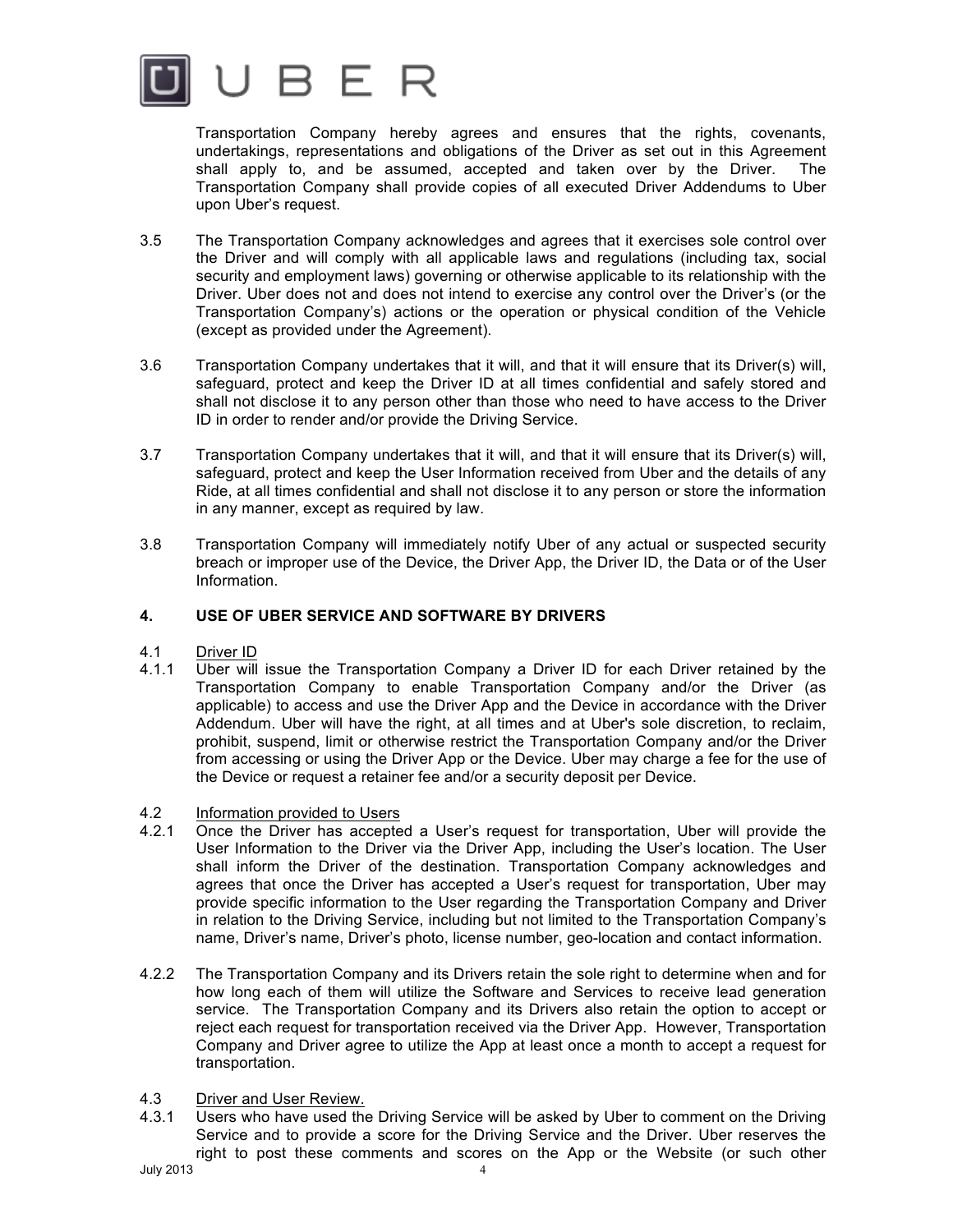Transportation Company hereby agrees and ensures that the rights, covenants, undertakings, representations and obligations of the Driver as set out in this Agreement shall apply to, and be assumed, accepted and taken over by the Driver. The Transportation Company shall provide copies of all executed Driver Addendums to Uber upon Uber's request.

3.5 The Transportation Company acknowledges and agrees that it exercises sole control over the Driver and will comply with all applicable laws and regulations (including tax, social security and employment laws) governing or otherwise applicable to its relationship with the Driver. Uber does not and does not intend to exercise any control over the Driver's (or the Transportation Company's) actions or the operation or physical condition of the Vehicle (except as provided under the Agreement).

3.6 Transportation Company undertakes that it will, and that it will ensure that its Driver(s) will, safeguard, protect and keep the Driver ID at all times confidential and safely stored and shall not disclose it to any person other than those who need to have access to the Driver ID in order to render and/or provide the Driving Service.

3.7 Transportation Company undertakes that it will, and that it will ensure that its Driver(s) will, safeguard, protect and keep the User Information received from Uber and the details of any Ride, at all times confidential and shall not disclose it to any person or store the information in any manner, except as required by law.

3.8 Transportation Company will immediately notify Uber of any actual or suspected security breach or improper use of the Device, the Driver App, the Driver ID, the Data or of the User Information.

## 4. USE OF UBER SERVICE AND SOFTWARE BY DRIVERS

4.1 Driver ID

4.1.1 Uber will issue the Transportation Company a Driver ID for each Driver retained by the Transportation Company to enable Transportation Company and/or the Driver (as applicable) to access and use the Driver App and the Device in accordance with the Driver Addendum. Uber will have the right, at all times and at Uber's sole discretion, to reclaim, prohibit, suspend, limit or otherwise restrict the Transportation Company and/or the Driver from accessing or using the Driver App or the Device. Uber may charge a fee for the use of the Device or request a retainer fee and/or a security deposit per Device.

4.2 Information provided to Users

4.2.1 Once the Driver has accepted a User's request for transportation, Uber will provide the User Information to the Driver via the Driver App, including the User's location. The User shall inform the Driver of the destination. Transportation Company acknowledges and agrees that once the Driver has accepted a User's request for transportation, Uber may provide specific information to the User regarding the Transportation Company and Driver in relation to the Driving Service, including but not limited to the Transportation Company's name, Driver's name, Driver's photo, license number, geo-location and contact information.

4.2.2 The Transportation Company and its Drivers retain the sole right to determine when and for how long each of them will utilize the Software and Services to receive lead generation service. The Transportation Company and its Drivers also retain the option to accept or reject each request for transportation received via the Driver App. However, Transportation Company and Driver agree to utilize the App at least once a month to accept a request for transportation.

4.3 Driver and User Review.

4.3.1 Users who have used the Driving Service will be asked by Uber to comment on the Driving Service and to provide a score for the Driving Service and the Driver. Uber reserves the right to post these comments and scores on the App or the Website (or such other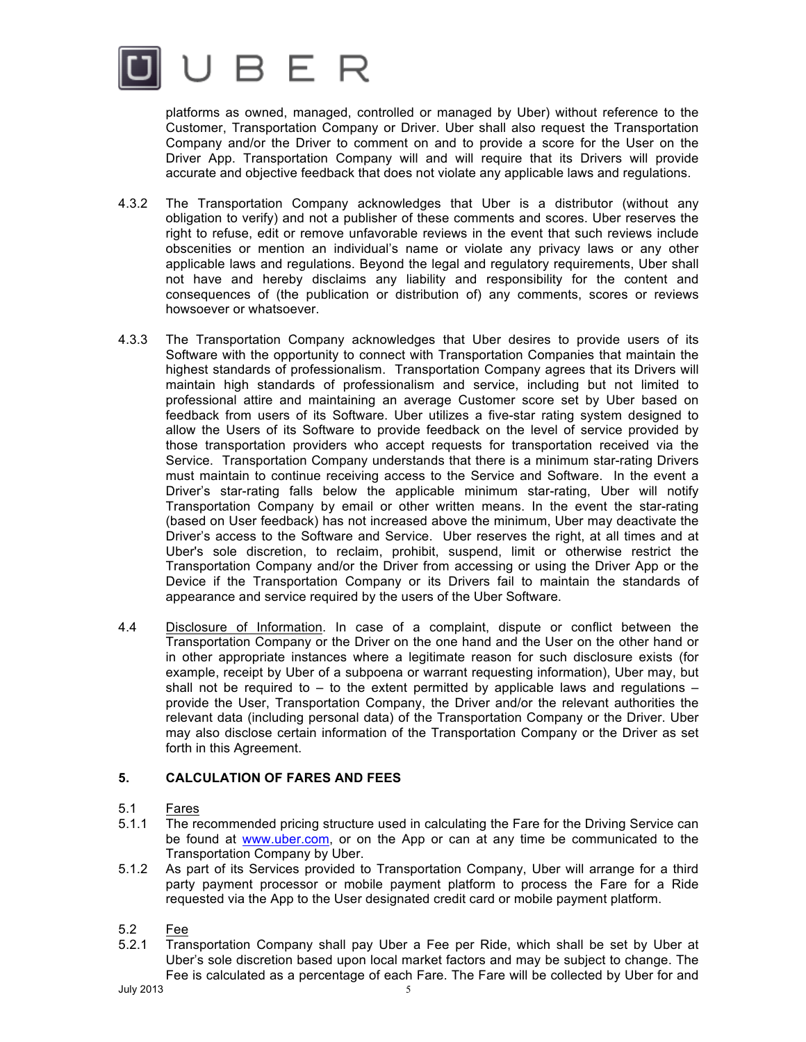platforms as owned, managed, controlled or managed by Uber) without reference to the Customer, Transportation Company or Driver. Uber shall also request the Transportation Company and/or the Driver to comment on and to provide a score for the User on the Driver App. Transportation Company will and will require that its Drivers will provide accurate and objective feedback that does not violate any applicable laws and regulations.

4.3.2 The Transportation Company acknowledges that Uber is a distributor (without any obligation to verify) and not a publisher of these comments and scores. Uber reserves the right to refuse, edit or remove unfavorable reviews in the event that such reviews include obscenities or mention an individual's name or violate any privacy laws or any other applicable laws and regulations. Beyond the legal and regulatory requirements, Uber shall not have and hereby disclaims any liability and responsibility for the content and consequences of (the publication or distribution of) any comments, scores or reviews howsoever or whatsoever.

4.3.3 The Transportation Company acknowledges that Uber desires to provide users of its Software with the opportunity to connect with Transportation Companies that maintain the highest standards of professionalism. Transportation Company agrees that its Drivers will maintain high standards of professionalism and service, including but not limited to professional attire and maintaining an average Customer score set by Uber based on feedback from users of its Software. Uber utilizes a five-star rating system designed to allow the Users of its Software to provide feedback on the level of service provided by those transportation providers who accept requests for transportation received via the Service. Transportation Company understands that there is a minimum star-rating Drivers must maintain to continue receiving access to the Service and Software. In the event a Driver's star-rating falls below the applicable minimum star-rating, Uber will notify Transportation Company by email or other written means. In the event the star-rating (based on User feedback) has not increased above the minimum, Uber may deactivate the Driver's access to the Software and Service. Uber reserves the right, at all times and at Uber's sole discretion, to reclaim, prohibit, suspend, limit or otherwise restrict the Transportation Company and/or the Driver from accessing or using the Driver App or the Device if the Transportation Company or its Drivers fail to maintain the standards of appearance and service required by the users of the Uber Software.

4.4 Disclosure of Information. In case of a complaint, dispute or conflict between the Transportation Company or the Driver on the one hand and the User on the other hand or in other appropriate instances where a legitimate reason for such disclosure exists (for example, receipt by Uber of a subpoena or warrant requesting information), Uber may, but shall not be required to – to the extent permitted by applicable laws and regulations – provide the User, Transportation Company, the Driver and/or the relevant authorities the relevant data (including personal data) of the Transportation Company or the Driver. Uber may also disclose certain information of the Transportation Company or the Driver as set forth in this Agreement.

## 5. CALCULATION OF FARES AND FEES

5.1 Fares

5.1.1 The recommended pricing structure used in calculating the Fare for the Driving Service can be found at www.uber.com, or on the App or can at any time be communicated to the Transportation Company by Uber.

5.1.2 As part of its Services provided to Transportation Company, Uber will arrange for a third party payment processor or mobile payment platform to process the Fare for a Ride requested via the App to the User designated credit card or mobile payment platform.

5.2 Fee

5.2.1 Transportation Company shall pay Uber a Fee per Ride, which shall be set by Uber at Uber's sole discretion based upon local market factors and may be subject to change. The Fee is calculated as a percentage of each Fare. The Fare will be collected by Uber for and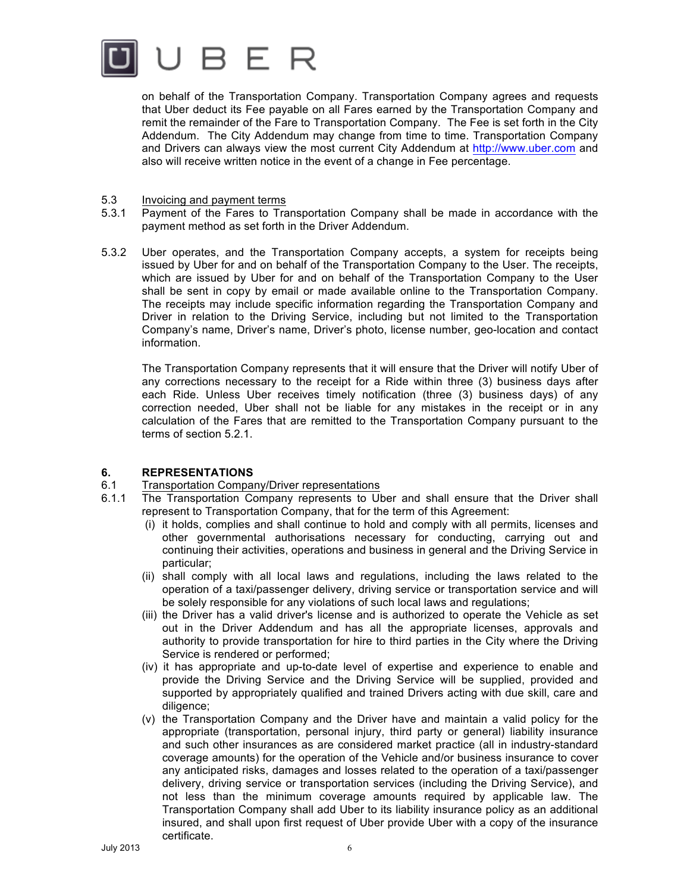on behalf of the Transportation Company. Transportation Company agrees and requests that Uber deduct its Fee payable on all Fares earned by the Transportation Company and remit the remainder of the Fare to Transportation Company. The Fee is set forth in the City Addendum. The City Addendum may change from time to time. Transportation Company and Drivers can always view the most current City Addendum at http://www.uber.com and also will receive written notice in the event of a change in Fee percentage.

5.3 Invoicing and payment terms

5.3.1 Payment of the Fares to Transportation Company shall be made in accordance with the payment method as set forth in the Driver Addendum.

5.3.2 Uber operates, and the Transportation Company accepts, a system for receipts being issued by Uber for and on behalf of the Transportation Company to the User. The receipts, which are issued by Uber for and on behalf of the Transportation Company to the User shall be sent in copy by email or made available online to the Transportation Company. The receipts may include specific information regarding the Transportation Company and Driver in relation to the Driving Service, including but not limited to the Transportation Company's name, Driver's name, Driver's photo, license number, geo-location and contact information.

The Transportation Company represents that it will ensure that the Driver will notify Uber of any corrections necessary to the receipt for a Ride within three (3) business days after each Ride. Unless Uber receives timely notification (three (3) business days) of any correction needed, Uber shall not be liable for any mistakes in the receipt or in any calculation of the Fares that are remitted to the Transportation Company pursuant to the terms of section 5.2.1.

## 6. REPRESENTATIONS

6.1 Transportation Company/Driver representations

6.1.1 The Transportation Company represents to Uber and shall ensure that the Driver shall represent to Transportation Company, that for the term of this Agreement:

(i) it holds, complies and shall continue to hold and comply with all permits, licenses and other governmental authorisations necessary for conducting, carrying out and continuing their activities, operations and business in general and the Driving Service in particular;

(ii) shall comply with all local laws and regulations, including the laws related to the operation of a taxi/passenger delivery, driving service or transportation service and will be solely responsible for any violations of such local laws and regulations;

(iii) the Driver has a valid driver's license and is authorized to operate the Vehicle as set out in the Driver Addendum and has all the appropriate licenses, approvals and authority to provide transportation for hire to third parties in the City where the Driving Service is rendered or performed;

(iv) it has appropriate and up-to-date level of expertise and experience to enable and provide the Driving Service and the Driving Service will be supplied, provided and supported by appropriately qualified and trained Drivers acting with due skill, care and diligence;

(v) the Transportation Company and the Driver have and maintain a valid policy for the appropriate (transportation, personal injury, third party or general) liability insurance and such other insurances as are considered market practice (all in industry-standard coverage amounts) for the operation of the Vehicle and/or business insurance to cover any anticipated risks, damages and losses related to the operation of a taxi/passenger delivery, driving service or transportation services (including the Driving Service), and not less than the minimum coverage amounts required by applicable law. The Transportation Company shall add Uber to its liability insurance policy as an additional insured, and shall upon first request of Uber provide Uber with a copy of the insurance certificate.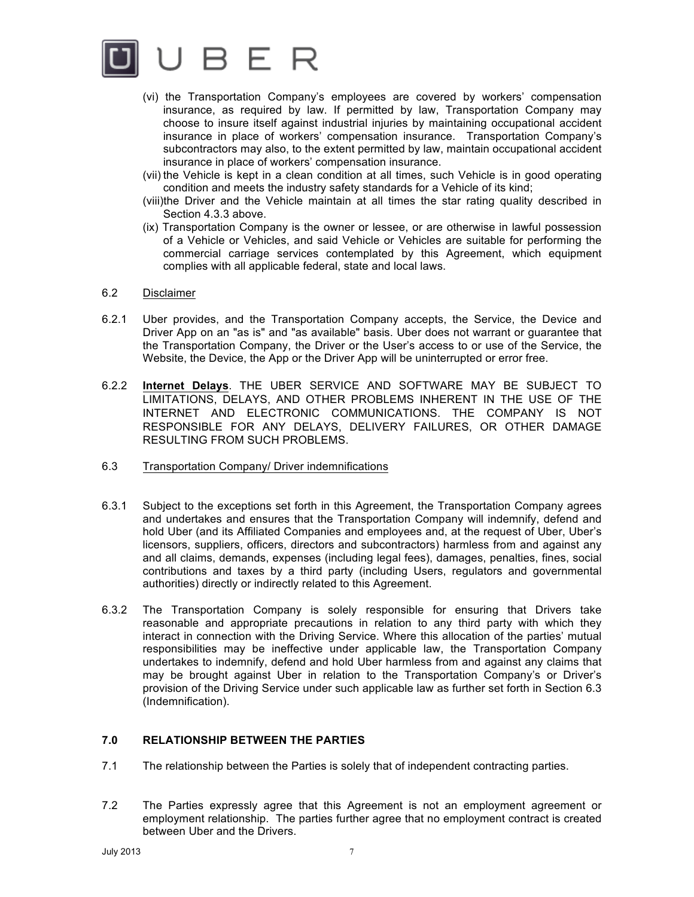(vi) the Transportation Company's employees are covered by workers' compensation insurance, as required by law. If permitted by law, Transportation Company may choose to insure itself against industrial injuries by maintaining occupational accident insurance in place of workers' compensation insurance. Transportation Company's subcontractors may also, to the extent permitted by law, maintain occupational accident insurance in place of workers' compensation insurance.

(vii) the Vehicle is kept in a clean condition at all times, such Vehicle is in good operating condition and meets the industry safety standards for a Vehicle of its kind;

(viii) the Driver and the Vehicle maintain at all times the star rating quality described in Section 4.3.3 above.

(ix) Transportation Company is the owner or lessee, or are otherwise in lawful possession of a Vehicle or Vehicles, and said Vehicle or Vehicles are suitable for performing the commercial carriage services contemplated by this Agreement, which equipment complies with all applicable federal, state and local laws.

6.2 Disclaimer

6.2.1 Uber provides, and the Transportation Company accepts, the Service, the Device and Driver App on an "as is" and "as available" basis. Uber does not warrant or guarantee that the Transportation Company, the Driver or the User's access to or use of the Service, the Website, the Device, the App or the Driver App will be uninterrupted or error free.

6.2.2 **Internet Delays**. THE UBER SERVICE AND SOFTWARE MAY BE SUBJECT TO LIMITATIONS, DELAYS, AND OTHER PROBLEMS INHERENT IN THE USE OF THE INTERNET AND ELECTRONIC COMMUNICATIONS. THE COMPANY IS NOT RESPONSIBLE FOR ANY DELAYS, DELIVERY FAILURES, OR OTHER DAMAGE RESULTING FROM SUCH PROBLEMS.

6.3 Transportation Company/ Driver indemnifications

6.3.1 Subject to the exceptions set forth in this Agreement, the Transportation Company agrees and undertakes and ensures that the Transportation Company will indemnify, defend and hold Uber (and its Affiliated Companies and employees and, at the request of Uber, Uber's licensors, suppliers, officers, directors and subcontractors) harmless from and against any and all claims, demands, expenses (including legal fees), damages, penalties, fines, social contributions and taxes by a third party (including Users, regulators and governmental authorities) directly or indirectly related to this Agreement.

6.3.2 The Transportation Company is solely responsible for ensuring that Drivers take reasonable and appropriate precautions in relation to any third party with which they interact in connection with the Driving Service. Where this allocation of the parties' mutual responsibilities may be ineffective under applicable law, the Transportation Company undertakes to indemnify, defend and hold Uber harmless from and against any claims that may be brought against Uber in relation to the Transportation Company's or Driver's provision of the Driving Service under such applicable law as further set forth in Section 6.3 (Indemnification).

## 7.0 RELATIONSHIP BETWEEN THE PARTIES

7.1 The relationship between the Parties is solely that of independent contracting parties.

7.2 The Parties expressly agree that this Agreement is not an employment agreement or employment relationship. The parties further agree that no employment contract is created between Uber and the Drivers.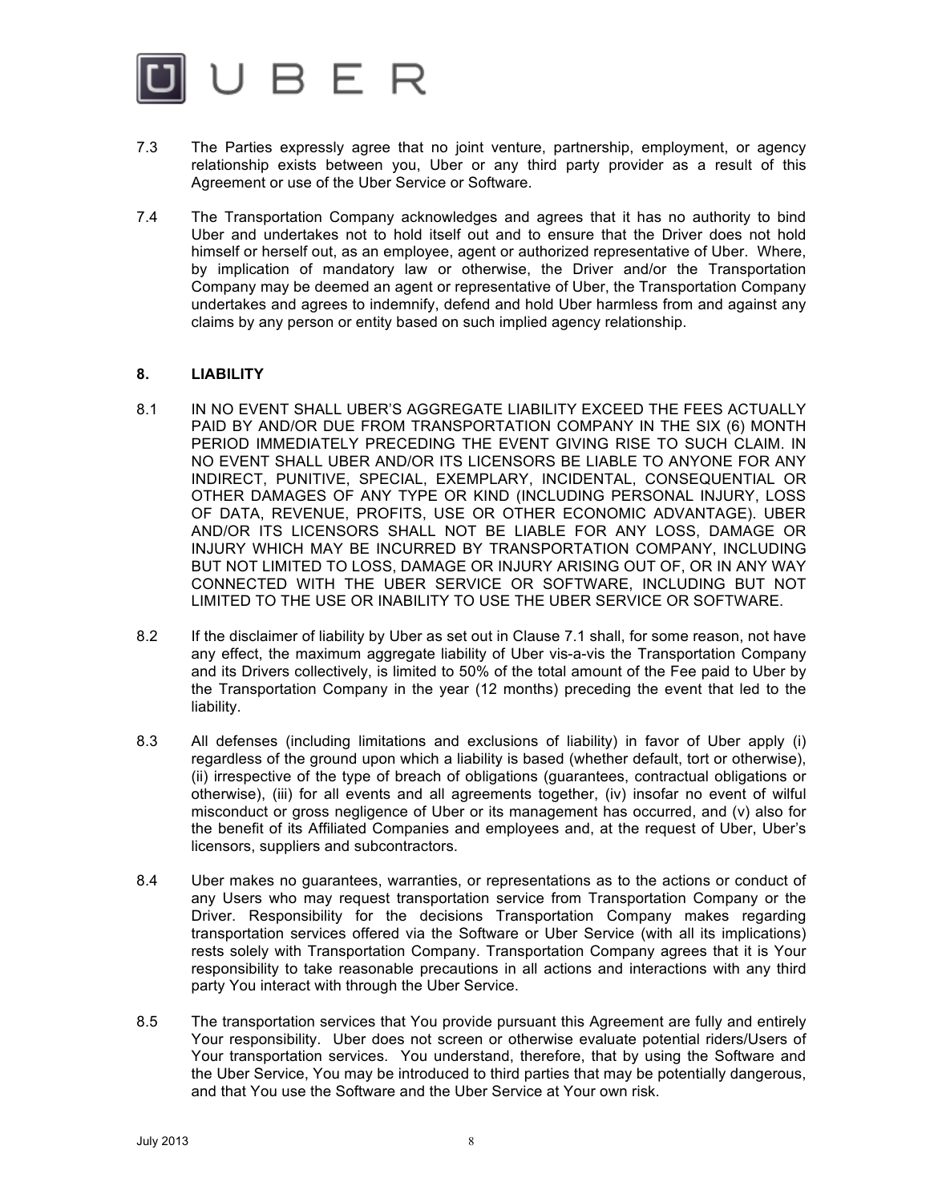7.3 The Parties expressly agree that no joint venture, partnership, employment, or agency relationship exists between you, Uber or any third party provider as a result of this Agreement or use of the Uber Service or Software.

7.4 The Transportation Company acknowledges and agrees that it has no authority to bind Uber and undertakes not to hold itself out and to ensure that the Driver does not hold himself or herself out, as an employee, agent or authorized representative of Uber. Where, by implication of mandatory law or otherwise, the Driver and/or the Transportation Company may be deemed an agent or representative of Uber, the Transportation Company undertakes and agrees to indemnify, defend and hold Uber harmless from and against any claims by any person or entity based on such implied agency relationship.

## 8. LIABILITY

8.1 IN NO EVENT SHALL UBER'S AGGREGATE LIABILITY EXCEED THE FEES ACTUALLY PAID BY AND/OR DUE FROM TRANSPORTATION COMPANY IN THE SIX (6) MONTH PERIOD IMMEDIATELY PRECEDING THE EVENT GIVING RISE TO SUCH CLAIM. IN NO EVENT SHALL UBER AND/OR ITS LICENSORS BE LIABLE TO ANYONE FOR ANY INDIRECT, PUNITIVE, SPECIAL, EXEMPLARY, INCIDENTAL, CONSEQUENTIAL OR OTHER DAMAGES OF ANY TYPE OR KIND (INCLUDING PERSONAL INJURY, LOSS OF DATA, REVENUE, PROFITS, USE OR OTHER ECONOMIC ADVANTAGE). UBER AND/OR ITS LICENSORS SHALL NOT BE LIABLE FOR ANY LOSS, DAMAGE OR INJURY WHICH MAY BE INCURRED BY TRANSPORTATION COMPANY, INCLUDING BUT NOT LIMITED TO LOSS, DAMAGE OR INJURY ARISING OUT OF, OR IN ANY WAY CONNECTED WITH THE UBER SERVICE OR SOFTWARE, INCLUDING BUT NOT LIMITED TO THE USE OR INABILITY TO USE THE UBER SERVICE OR SOFTWARE.

8.2 If the disclaimer of liability by Uber as set out in Clause 7.1 shall, for some reason, not have any effect, the maximum aggregate liability of Uber vis-a-vis the Transportation Company and its Drivers collectively, is limited to 50% of the total amount of the Fee paid to Uber by the Transportation Company in the year (12 months) preceding the event that led to the liability.

8.3 All defenses (including limitations and exclusions of liability) in favor of Uber apply (i) regardless of the ground upon which a liability is based (whether default, tort or otherwise), (ii) irrespective of the type of breach of obligations (guarantees, contractual obligations or otherwise), (iii) for all events and all agreements together, (iv) insofar no event of wilful misconduct or gross negligence of Uber or its management has occurred, and (v) also for the benefit of its Affiliated Companies and employees and, at the request of Uber, Uber's licensors, suppliers and subcontractors.

8.4 Uber makes no guarantees, warranties, or representations as to the actions or conduct of any Users who may request transportation service from Transportation Company or the Driver. Responsibility for the decisions Transportation Company makes regarding transportation services offered via the Software or Uber Service (with all its implications) rests solely with Transportation Company. Transportation Company agrees that it is Your responsibility to take reasonable precautions in all actions and interactions with any third party You interact with through the Uber Service.

8.5 The transportation services that You provide pursuant this Agreement are fully and entirely Your responsibility. Uber does not screen or otherwise evaluate potential riders/Users of Your transportation services. You understand, therefore, that by using the Software and the Uber Service, You may be introduced to third parties that may be potentially dangerous, and that You use the Software and the Uber Service at Your own risk.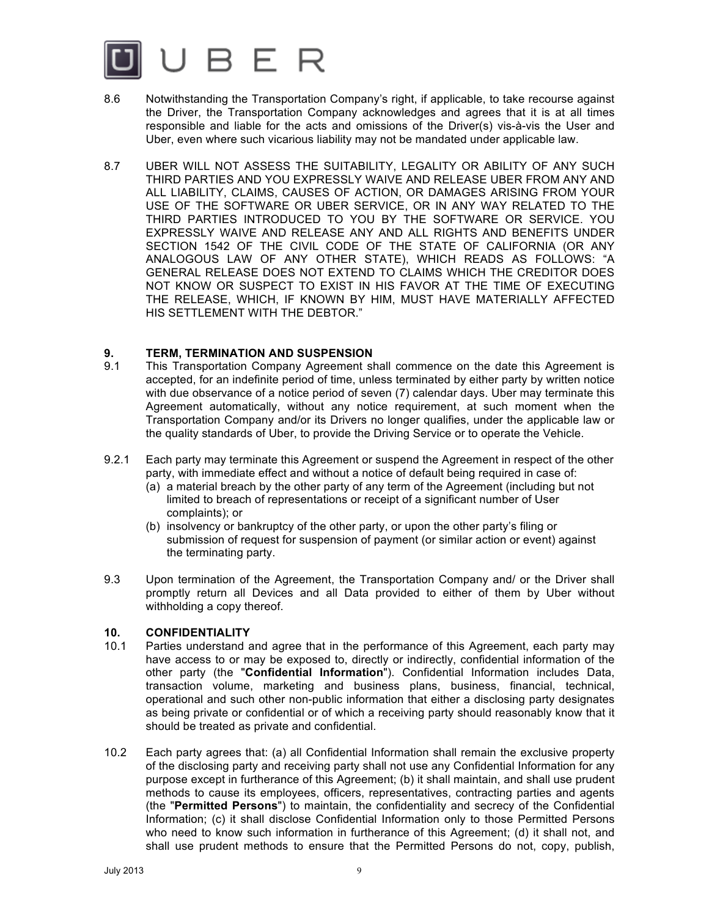8.6 Notwithstanding the Transportation Company's right, if applicable, to take recourse against the Driver, the Transportation Company acknowledges and agrees that it is at all times responsible and liable for the acts and omissions of the Driver(s) vis-à-vis the User and Uber, even where such vicarious liability may not be mandated under applicable law.

8.7 UBER WILL NOT ASSESS THE SUITABILITY, LEGALITY OR ABILITY OF ANY SUCH THIRD PARTIES AND YOU EXPRESSLY WAIVE AND RELEASE UBER FROM ANY AND ALL LIABILITY, CLAIMS, CAUSES OF ACTION, OR DAMAGES ARISING FROM YOUR USE OF THE SOFTWARE OR UBER SERVICE, OR IN ANY WAY RELATED TO THE THIRD PARTIES INTRODUCED TO YOU BY THE SOFTWARE OR SERVICE. YOU EXPRESSLY WAIVE AND RELEASE ANY AND ALL RIGHTS AND BENEFITS UNDER SECTION 1542 OF THE CIVIL CODE OF THE STATE OF CALIFORNIA (OR ANY ANALOGOUS LAW OF ANY OTHER STATE), WHICH READS AS FOLLOWS: "A GENERAL RELEASE DOES NOT EXTEND TO CLAIMS WHICH THE CREDITOR DOES NOT KNOW OR SUSPECT TO EXIST IN HIS FAVOR AT THE TIME OF EXECUTING THE RELEASE, WHICH, IF KNOWN BY HIM, MUST HAVE MATERIALLY AFFECTED HIS SETTLEMENT WITH THE DEBTOR."

## 9. TERM, TERMINATION AND SUSPENSION

9.1 This Transportation Company Agreement shall commence on the date this Agreement is accepted, for an indefinite period of time, unless terminated by either party by written notice with due observance of a notice period of seven (7) calendar days. Uber may terminate this Agreement automatically, without any notice requirement, at such moment when the Transportation Company and/or its Drivers no longer qualifies, under the applicable law or the quality standards of Uber, to provide the Driving Service or to operate the Vehicle.

9.2.1 Each party may terminate this Agreement or suspend the Agreement in respect of the other party, with immediate effect and without a notice of default being required in case of:

(a) a material breach by the other party of any term of the Agreement (including but not limited to breach of representations or receipt of a significant number of User complaints); or

(b) insolvency or bankruptcy of the other party, or upon the other party's filing or submission of request for suspension of payment (or similar action or event) against the terminating party.

9.3 Upon termination of the Agreement, the Transportation Company and/ or the Driver shall promptly return all Devices and all Data provided to either of them by Uber without withholding a copy thereof.

## 10. CONFIDENTIALITY

10.1 Parties understand and agree that in the performance of this Agreement, each party may have access to or may be exposed to, directly or indirectly, confidential information of the other party (the "**Confidential Information**"). Confidential Information includes Data, transaction volume, marketing and business plans, business, financial, technical, operational and such other non-public information that either a disclosing party designates as being private or confidential or of which a receiving party should reasonably know that it should be treated as private and confidential.

10.2 Each party agrees that: (a) all Confidential Information shall remain the exclusive property of the disclosing party and receiving party shall not use any Confidential Information for any purpose except in furtherance of this Agreement; (b) it shall maintain, and shall use prudent methods to cause its employees, officers, representatives, contracting parties and agents (the "**Permitted Persons**") to maintain, the confidentiality and secrecy of the Confidential Information; (c) it shall disclose Confidential Information only to those Permitted Persons who need to know such information in furtherance of this Agreement; (d) it shall not, and shall use prudent methods to ensure that the Permitted Persons do not, copy, publish,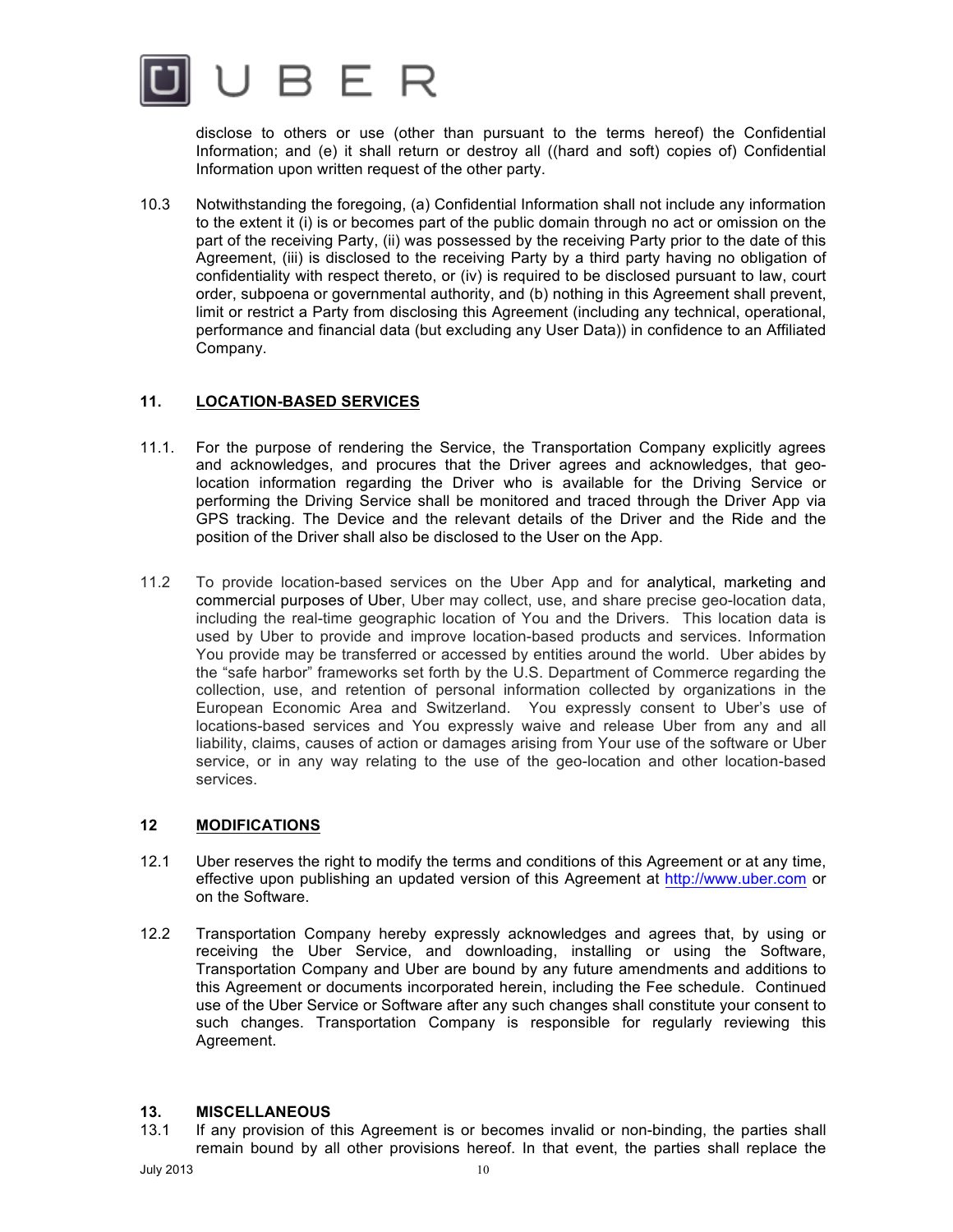disclose to others or use (other than pursuant to the terms hereof) the Confidential Information; and (e) it shall return or destroy all ((hard and soft) copies of) Confidential Information upon written request of the other party.

10.3 Notwithstanding the foregoing, (a) Confidential Information shall not include any information to the extent it (i) is or becomes part of the public domain through no act or omission on the part of the receiving Party, (ii) was possessed by the receiving Party prior to the date of this Agreement, (iii) is disclosed to the receiving Party by a third party having no obligation of confidentiality with respect thereto, or (iv) is required to be disclosed pursuant to law, court order, subpoena or governmental authority, and (b) nothing in this Agreement shall prevent, limit or restrict a Party from disclosing this Agreement (including any technical, operational, performance and financial data (but excluding any User Data)) in confidence to an Affiliated Company.

## 11. <u>LOCATION-BASED SERVICES</u>

11.1. For the purpose of rendering the Service, the Transportation Company explicitly agrees and acknowledges, and procures that the Driver agrees and acknowledges, that geo-location information regarding the Driver who is available for the Driving Service or performing the Driving Service shall be monitored and traced through the Driver App via GPS tracking. The Device and the relevant details of the Driver and the Ride and the position of the Driver shall also be disclosed to the User on the App.

11.2 To provide location-based services on the Uber App and for analytical, marketing and commercial purposes of Uber, Uber may collect, use, and share precise geo-location data, including the real-time geographic location of You and the Drivers. This location data is used by Uber to provide and improve location-based products and services. Information You provide may be transferred or accessed by entities around the world. Uber abides by the "safe harbor" frameworks set forth by the U.S. Department of Commerce regarding the collection, use, and retention of personal information collected by organizations in the European Economic Area and Switzerland. You expressly consent to Uber's use of locations-based services and You expressly waive and release Uber from any and all liability, claims, causes of action or damages arising from Your use of the software or Uber service, or in any way relating to the use of the geo-location and other location-based services.

## 12 <u>MODIFICATIONS</u>

12.1 Uber reserves the right to modify the terms and conditions of this Agreement or at any time, effective upon publishing an updated version of this Agreement at [http://www.uber.com](http://www.uber.com) or on the Software.

12.2 Transportation Company hereby expressly acknowledges and agrees that, by using or receiving the Uber Service, and downloading, installing or using the Software, Transportation Company and Uber are bound by any future amendments and additions to this Agreement or documents incorporated herein, including the Fee schedule. Continued use of the Uber Service or Software after any such changes shall constitute your consent to such changes. Transportation Company is responsible for regularly reviewing this Agreement.

## 13. MISCELLANEOUS

13.1 If any provision of this Agreement is or becomes invalid or non-binding, the parties shall remain bound by all other provisions hereof. In that event, the parties shall replace the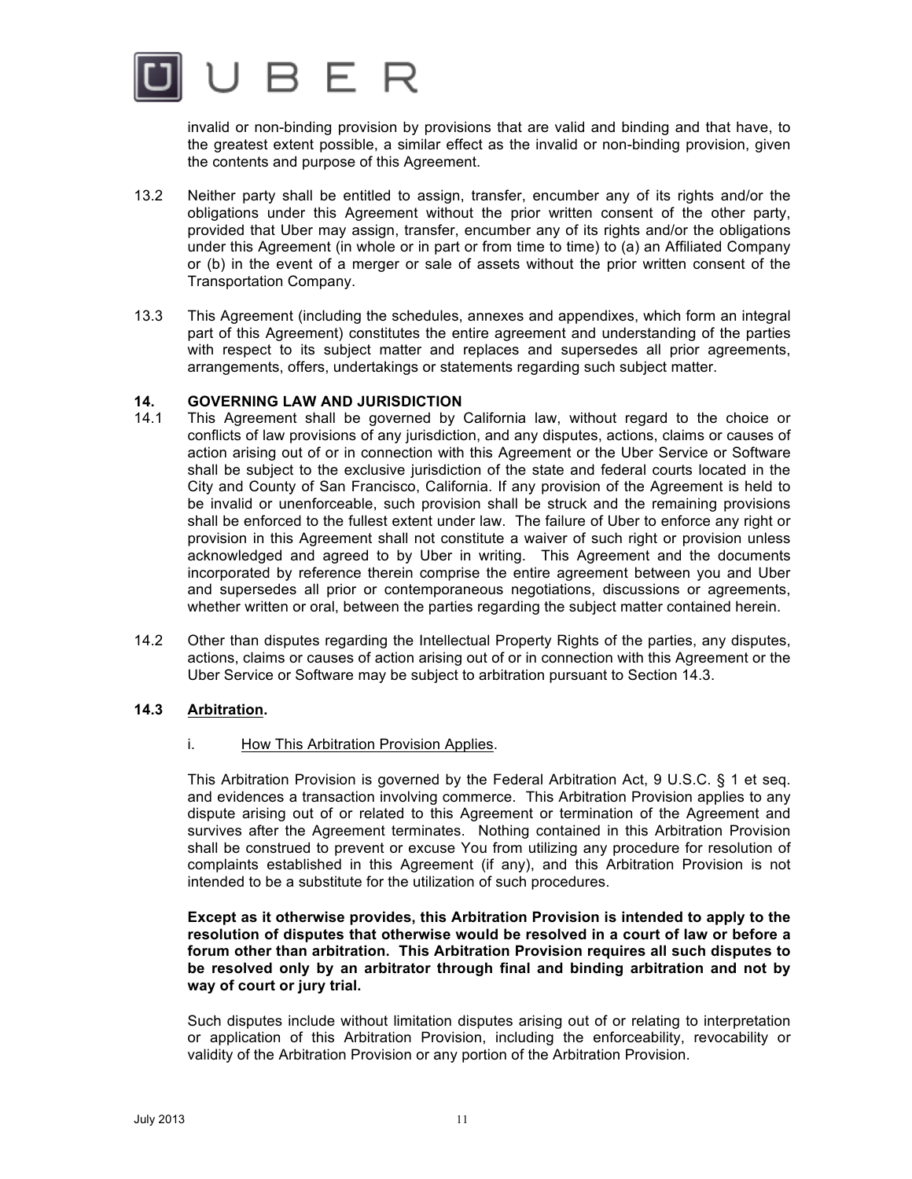invalid or non-binding provision by provisions that are valid and binding and that have, to the greatest extent possible, a similar effect as the invalid or non-binding provision, given the contents and purpose of this Agreement.

13.2 Neither party shall be entitled to assign, transfer, encumber any of its rights and/or the obligations under this Agreement without the prior written consent of the other party, provided that Uber may assign, transfer, encumber any of its rights and/or the obligations under this Agreement (in whole or in part or from time to time) to (a) an Affiliated Company or (b) in the event of a merger or sale of assets without the prior written consent of the Transportation Company.

13.3 This Agreement (including the schedules, annexes and appendixes, which form an integral part of this Agreement) constitutes the entire agreement and understanding of the parties with respect to its subject matter and replaces and supersedes all prior agreements, arrangements, offers, undertakings or statements regarding such subject matter.

## 14. GOVERNING LAW AND JURISDICTION

14.1 This Agreement shall be governed by California law, without regard to the choice or conflicts of law provisions of any jurisdiction, and any disputes, actions, claims or causes of action arising out of or in connection with this Agreement or the Uber Service or Software shall be subject to the exclusive jurisdiction of the state and federal courts located in the City and County of San Francisco, California. If any provision of the Agreement is held to be invalid or unenforceable, such provision shall be struck and the remaining provisions shall be enforced to the fullest extent under law. The failure of Uber to enforce any right or provision in this Agreement shall not constitute a waiver of such right or provision unless acknowledged and agreed to by Uber in writing. This Agreement and the documents incorporated by reference therein comprise the entire agreement between you and Uber and supersedes all prior or contemporaneous negotiations, discussions or agreements, whether written or oral, between the parties regarding the subject matter contained herein.

14.2 Other than disputes regarding the Intellectual Property Rights of the parties, any disputes, actions, claims or causes of action arising out of or in connection with this Agreement or the Uber Service or Software may be subject to arbitration pursuant to Section 14.3.

### 14.3 Arbitration.

i. How This Arbitration Provision Applies.

This Arbitration Provision is governed by the Federal Arbitration Act, 9 U.S.C. § 1 et seq. and evidences a transaction involving commerce. This Arbitration Provision applies to any dispute arising out of or related to this Agreement or termination of the Agreement and survives after the Agreement terminates. Nothing contained in this Arbitration Provision shall be construed to prevent or excuse You from utilizing any procedure for resolution of complaints established in this Agreement (if any), and this Arbitration Provision is not intended to be a substitute for the utilization of such procedures.

**Except as it otherwise provides, this Arbitration Provision is intended to apply to the resolution of disputes that otherwise would be resolved in a court of law or before a forum other than arbitration. This Arbitration Provision requires all such disputes to be resolved only by an arbitrator through final and binding arbitration and not by way of court or jury trial.**

Such disputes include without limitation disputes arising out of or relating to interpretation or application of this Arbitration Provision, including the enforceability, revocability or validity of the Arbitration Provision or any portion of the Arbitration Provision.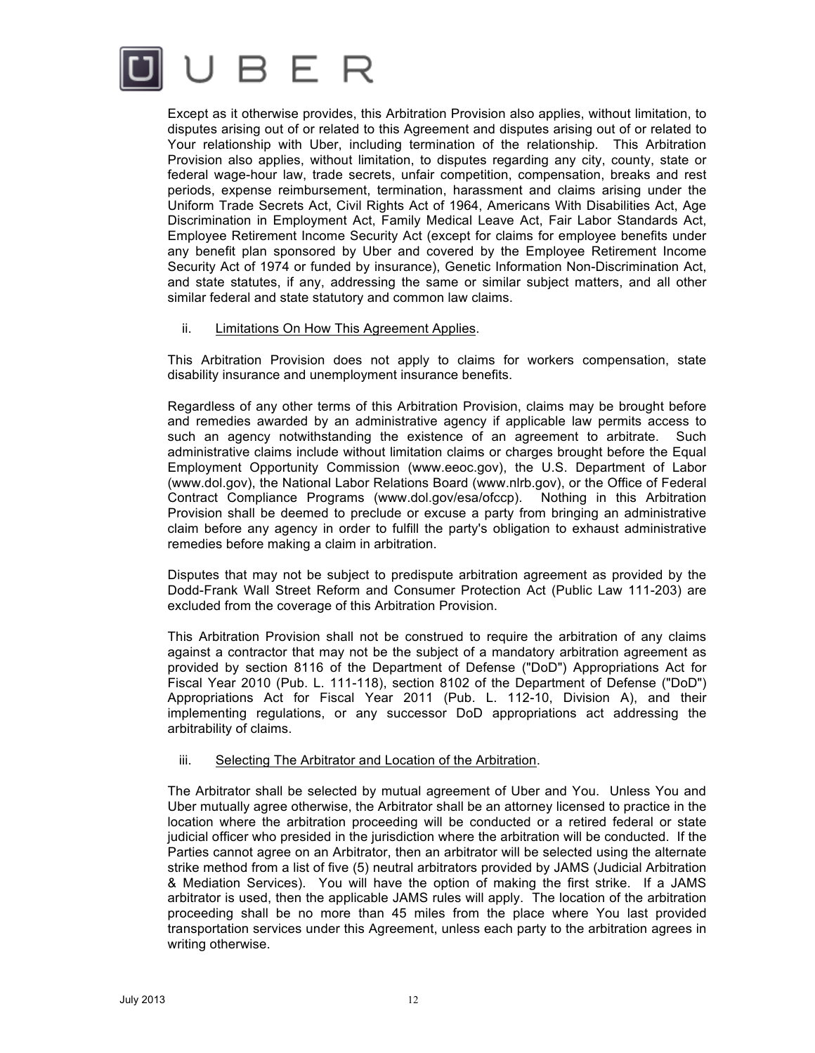Except as it otherwise provides, this Arbitration Provision also applies, without limitation, to disputes arising out of or related to this Agreement and disputes arising out of or related to Your relationship with Uber, including termination of the relationship. This Arbitration Provision also applies, without limitation, to disputes regarding any city, county, state or federal wage-hour law, trade secrets, unfair competition, compensation, breaks and rest periods, expense reimbursement, termination, harassment and claims arising under the Uniform Trade Secrets Act, Civil Rights Act of 1964, Americans With Disabilities Act, Age Discrimination in Employment Act, Family Medical Leave Act, Fair Labor Standards Act, Employee Retirement Income Security Act (except for claims for employee benefits under any benefit plan sponsored by Uber and covered by the Employee Retirement Income Security Act of 1974 or funded by insurance), Genetic Information Non-Discrimination Act, and state statutes, if any, addressing the same or similar subject matters, and all other similar federal and state statutory and common law claims.

ii. <u>Limitations On How This Agreement Applies</u>.

This Arbitration Provision does not apply to claims for workers compensation, state disability insurance and unemployment insurance benefits.

Regardless of any other terms of this Arbitration Provision, claims may be brought before and remedies awarded by an administrative agency if applicable law permits access to such an agency notwithstanding the existence of an agreement to arbitrate. Such administrative claims include without limitation claims or charges brought before the Equal Employment Opportunity Commission (www.eeoc.gov), the U.S. Department of Labor (www.dol.gov), the National Labor Relations Board (www.nlrb.gov), or the Office of Federal Contract Compliance Programs (www.dol.gov/esa/ofccp). Nothing in this Arbitration Provision shall be deemed to preclude or excuse a party from bringing an administrative claim before any agency in order to fulfill the party's obligation to exhaust administrative remedies before making a claim in arbitration.

Disputes that may not be subject to predispute arbitration agreement as provided by the Dodd-Frank Wall Street Reform and Consumer Protection Act (Public Law 111-203) are excluded from the coverage of this Arbitration Provision.

This Arbitration Provision shall not be construed to require the arbitration of any claims against a contractor that may not be the subject of a mandatory arbitration agreement as provided by section 8116 of the Department of Defense ("DoD") Appropriations Act for Fiscal Year 2010 (Pub. L. 111-118), section 8102 of the Department of Defense ("DoD") Appropriations Act for Fiscal Year 2011 (Pub. L. 112-10, Division A), and their implementing regulations, or any successor DoD appropriations act addressing the arbitrability of claims.

iii. <u>Selecting The Arbitrator and Location of the Arbitration</u>.

The Arbitrator shall be selected by mutual agreement of Uber and You. Unless You and Uber mutually agree otherwise, the Arbitrator shall be an attorney licensed to practice in the location where the arbitration proceeding will be conducted or a retired federal or state judicial officer who presided in the jurisdiction where the arbitration will be conducted. If the Parties cannot agree on an Arbitrator, then an arbitrator will be selected using the alternate strike method from a list of five (5) neutral arbitrators provided by JAMS (Judicial Arbitration & Mediation Services). You will have the option of making the first strike. If a JAMS arbitrator is used, then the applicable JAMS rules will apply. The location of the arbitration proceeding shall be no more than 45 miles from the place where You last provided transportation services under this Agreement, unless each party to the arbitration agrees in writing otherwise.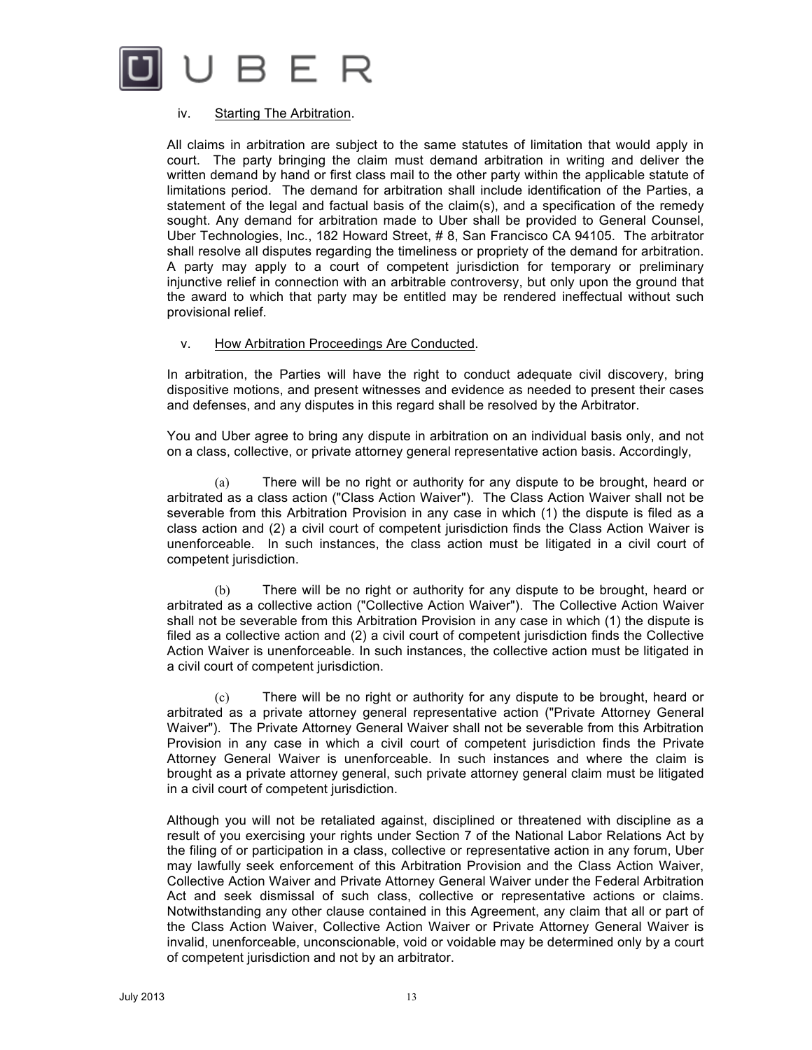iv. Starting The Arbitration.

All claims in arbitration are subject to the same statutes of limitation that would apply in court. The party bringing the claim must demand arbitration in writing and deliver the written demand by hand or first class mail to the other party within the applicable statute of limitations period. The demand for arbitration shall include identification of the Parties, a statement of the legal and factual basis of the claim(s), and a specification of the remedy sought. Any demand for arbitration made to Uber shall be provided to General Counsel, Uber Technologies, Inc., 182 Howard Street, # 8, San Francisco CA 94105. The arbitrator shall resolve all disputes regarding the timeliness or propriety of the demand for arbitration. A party may apply to a court of competent jurisdiction for temporary or preliminary injunctive relief in connection with an arbitrable controversy, but only upon the ground that the award to which that party may be entitled may be rendered ineffectual without such provisional relief.

v. How Arbitration Proceedings Are Conducted.

In arbitration, the Parties will have the right to conduct adequate civil discovery, bring dispositive motions, and present witnesses and evidence as needed to present their cases and defenses, and any disputes in this regard shall be resolved by the Arbitrator.

You and Uber agree to bring any dispute in arbitration on an individual basis only, and not on a class, collective, or private attorney general representative action basis. Accordingly,

(a) There will be no right or authority for any dispute to be brought, heard or arbitrated as a class action ("Class Action Waiver"). The Class Action Waiver shall not be severable from this Arbitration Provision in any case in which (1) the dispute is filed as a class action and (2) a civil court of competent jurisdiction finds the Class Action Waiver is unenforceable. In such instances, the class action must be litigated in a civil court of competent jurisdiction.

(b) There will be no right or authority for any dispute to be brought, heard or arbitrated as a collective action ("Collective Action Waiver"). The Collective Action Waiver shall not be severable from this Arbitration Provision in any case in which (1) the dispute is filed as a collective action and (2) a civil court of competent jurisdiction finds the Collective Action Waiver is unenforceable. In such instances, the collective action must be litigated in a civil court of competent jurisdiction.

(c) There will be no right or authority for any dispute to be brought, heard or arbitrated as a private attorney general representative action ("Private Attorney General Waiver"). The Private Attorney General Waiver shall not be severable from this Arbitration Provision in any case in which a civil court of competent jurisdiction finds the Private Attorney General Waiver is unenforceable. In such instances and where the claim is brought as a private attorney general, such private attorney general claim must be litigated in a civil court of competent jurisdiction.

Although you will not be retaliated against, disciplined or threatened with discipline as a result of you exercising your rights under Section 7 of the National Labor Relations Act by the filing of or participation in a class, collective or representative action in any forum, Uber may lawfully seek enforcement of this Arbitration Provision and the Class Action Waiver, Collective Action Waiver and Private Attorney General Waiver under the Federal Arbitration Act and seek dismissal of such class, collective or representative actions or claims. Notwithstanding any other clause contained in this Agreement, any claim that all or part of the Class Action Waiver, Collective Action Waiver or Private Attorney General Waiver is invalid, unenforceable, unconscionable, void or voidable may be determined only by a court of competent jurisdiction and not by an arbitrator.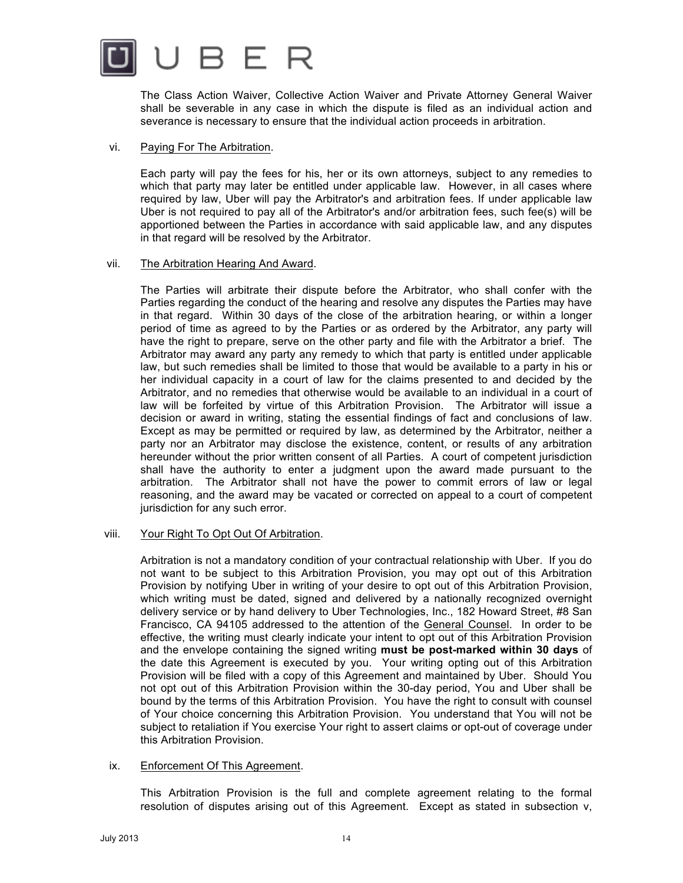The Class Action Waiver, Collective Action Waiver and Private Attorney General Waiver shall be severable in any case in which the dispute is filed as an individual action and severance is necessary to ensure that the individual action proceeds in arbitration.

vi. Paying For The Arbitration.

Each party will pay the fees for his, her or its own attorneys, subject to any remedies to which that party may later be entitled under applicable law. However, in all cases where required by law, Uber will pay the Arbitrator's and arbitration fees. If under applicable law Uber is not required to pay all of the Arbitrator's and/or arbitration fees, such fee(s) will be apportioned between the Parties in accordance with said applicable law, and any disputes in that regard will be resolved by the Arbitrator.

vii. The Arbitration Hearing And Award.

The Parties will arbitrate their dispute before the Arbitrator, who shall confer with the Parties regarding the conduct of the hearing and resolve any disputes the Parties may have in that regard. Within 30 days of the close of the arbitration hearing, or within a longer period of time as agreed to by the Parties or as ordered by the Arbitrator, any party will have the right to prepare, serve on the other party and file with the Arbitrator a brief. The Arbitrator may award any party any remedy to which that party is entitled under applicable law, but such remedies shall be limited to those that would be available to a party in his or her individual capacity in a court of law for the claims presented to and decided by the Arbitrator, and no remedies that otherwise would be available to an individual in a court of law will be forfeited by virtue of this Arbitration Provision. The Arbitrator will issue a decision or award in writing, stating the essential findings of fact and conclusions of law. Except as may be permitted or required by law, as determined by the Arbitrator, neither a party nor an Arbitrator may disclose the existence, content, or results of any arbitration hereunder without the prior written consent of all Parties. A court of competent jurisdiction shall have the authority to enter a judgment upon the award made pursuant to the arbitration. The Arbitrator shall not have the power to commit errors of law or legal reasoning, and the award may be vacated or corrected on appeal to a court of competent jurisdiction for any such error.

viii. Your Right To Opt Out Of Arbitration.

Arbitration is not a mandatory condition of your contractual relationship with Uber. If you do not want to be subject to this Arbitration Provision, you may opt out of this Arbitration Provision by notifying Uber in writing of your desire to opt out of this Arbitration Provision, which writing must be dated, signed and delivered by a nationally recognized overnight delivery service or by hand delivery to Uber Technologies, Inc., 182 Howard Street, #8 San Francisco, CA 94105 addressed to the attention of the General Counsel. In order to be effective, the writing must clearly indicate your intent to opt out of this Arbitration Provision and the envelope containing the signed writing **must be post-marked within 30 days** of the date this Agreement is executed by you. Your writing opting out of this Arbitration Provision will be filed with a copy of this Agreement and maintained by Uber. Should You not opt out of this Arbitration Provision within the 30-day period, You and Uber shall be bound by the terms of this Arbitration Provision. You have the right to consult with counsel of Your choice concerning this Arbitration Provision. You understand that You will not be subject to retaliation if You exercise Your right to assert claims or opt-out of coverage under this Arbitration Provision.

ix. Enforcement Of This Agreement.

This Arbitration Provision is the full and complete agreement relating to the formal resolution of disputes arising out of this Agreement. Except as stated in subsection v,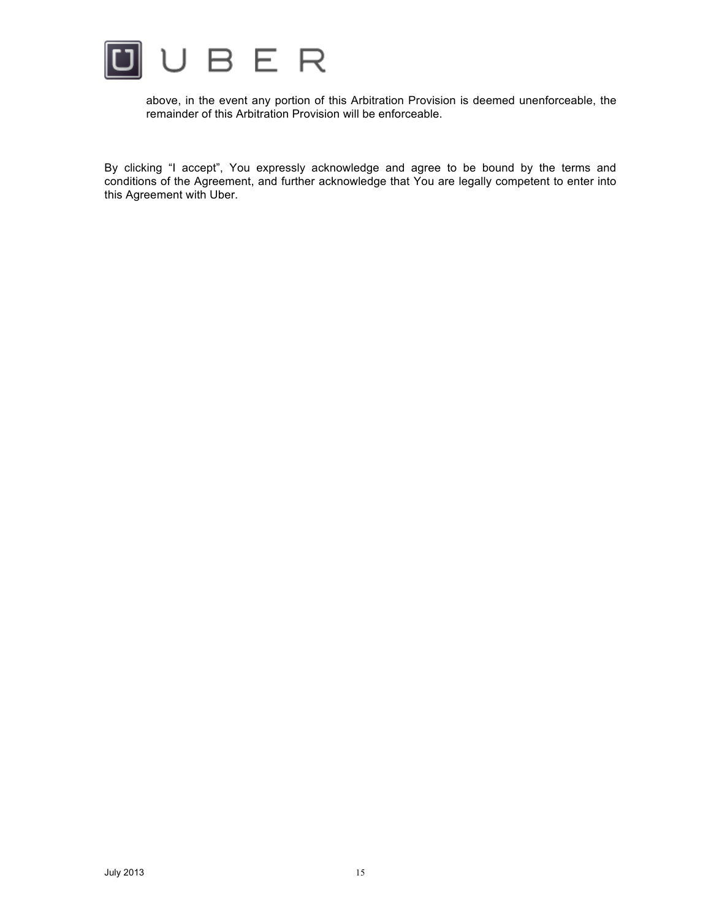above, in the event any portion of this Arbitration Provision is deemed unenforceable, the remainder of this Arbitration Provision will be enforceable.

By clicking "I accept", You expressly acknowledge and agree to be bound by the terms and conditions of the Agreement, and further acknowledge that You are legally competent to enter into this Agreement with Uber.